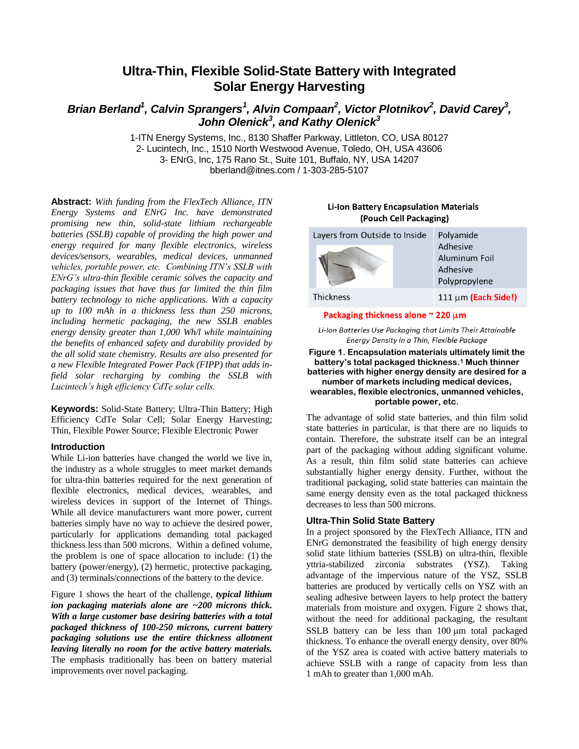# Ultra-Thin, Flexible Solid-State Battery with Integrated Solar Energy Harvesting

***Brian Berland[1], Calvin Sprangers[1], Alvin Compaan[2], Victor Plotnikov[2], David Carey[3], John Olenick[3], and Kathy Olenick[3]***

1-ITN Energy Systems, Inc., 8130 Shaffer Parkway, Littleton, CO, USA 80127
2- Lucintech, Inc., 1510 North Westwood Avenue, Toledo, OH, USA 43606
3- ENrG, Inc, 175 Rano St., Suite 101, Buffalo, NY, USA 14207
bberland@itnes.com / 1-303-285-5107

**Abstract:** *With funding from the FlexTech Alliance, ITN Energy Systems and ENrG Inc. have demonstrated promising new thin, solid-state lithium rechargeable batteries (SSLB) capable of providing the high power and energy required for many flexible electronics, wireless devices/sensors, wearables, medical devices, unmanned vehicles, portable power, etc. Combining ITN's SSLB with ENrG's ultra-thin flexible ceramic solves the capacity and packaging issues that have thus far limited the thin film battery technology to niche applications. With a capacity up to 100 mAh in a thickness less than 250 microns, including hermetic packaging, the new SSLB enables energy density greater than 1,000 Wh/l while maintaining the benefits of enhanced safety and durability provided by the all solid state chemistry. Results are also presented for a new Flexible Integrated Power Pack (FIPP) that adds in-field solar recharging by combing the SSLB with Lucintech's high efficiency CdTe solar cells.*

**Keywords:** Solid-State Battery; Ultra-Thin Battery; High Efficiency CdTe Solar Cell; Solar Energy Harvesting; Thin, Flexible Power Source; Flexible Electronic Power

## Introduction

While Li-ion batteries have changed the world we live in, the industry as a whole struggles to meet market demands for ultra-thin batteries required for the next generation of flexible electronics, medical devices, wearables, and wireless devices in support of the Internet of Things. While all device manufacturers want more power, current batteries simply have no way to achieve the desired power, particularly for applications demanding total packaged thickness less than 500 microns. Within a defined volume, the problem is one of space allocation to include: (1) the battery (power/energy), (2) hermetic, protective packaging, and (3) terminals/connections of the battery to the device.

Figure 1 shows the heart of the challenge, ***typical lithium ion packaging materials alone are ~200 microns thick. With a large customer base desiring batteries with a total packaged thickness of 100-250 microns, current battery packaging solutions use the entire thickness allotment leaving literally no room for the active battery materials.*** The emphasis traditionally has been on battery material improvements over novel packaging.

**Li-Ion Battery Encapsulation Materials (Pouch Cell Packaging)**

| Layers from Outside to Inside | Polyamide<br>Adhesive<br>Aluminum Foil<br>Adhesive<br>Polypropylene |
|---|---|
| Thickness | 111 μm **(Each Side!)** |

**Packaging thickness alone ~ 220 μm**

*Li-Ion Batteries Use Packaging that Limits Their Attainable Energy Density in a Thin, Flexible Package*

**Figure 1. Encapsulation materials ultimately limit the battery's total packaged thickness.[1] Much thinner batteries with higher energy density are desired for a number of markets including medical devices, wearables, flexible electronics, unmanned vehicles, portable power, etc.**

The advantage of solid state batteries, and thin film solid state batteries in particular, is that there are no liquids to contain. Therefore, the substrate itself can be an integral part of the packaging without adding significant volume. As a result, thin film solid state batteries can achieve substantially higher energy density. Further, without the traditional packaging, solid state batteries can maintain the same energy density even as the total packaged thickness decreases to less than 500 microns.

## Ultra-Thin Solid State Battery

In a project sponsored by the FlexTech Alliance, ITN and ENrG demonstrated the feasibility of high energy density solid state lithium batteries (SSLB) on ultra-thin, flexible yttria-stabilized zirconia substrates (YSZ). Taking advantage of the impervious nature of the YSZ, SSLB batteries are produced by vertically cells on YSZ with an sealing adhesive between layers to help protect the battery materials from moisture and oxygen. Figure 2 shows that, without the need for additional packaging, the resultant SSLB battery can be less than 100 μm total packaged thickness. To enhance the overall energy density, over 80% of the YSZ area is coated with active battery materials to achieve SSLB with a range of capacity from less than 1 mAh to greater than 1,000 mAh.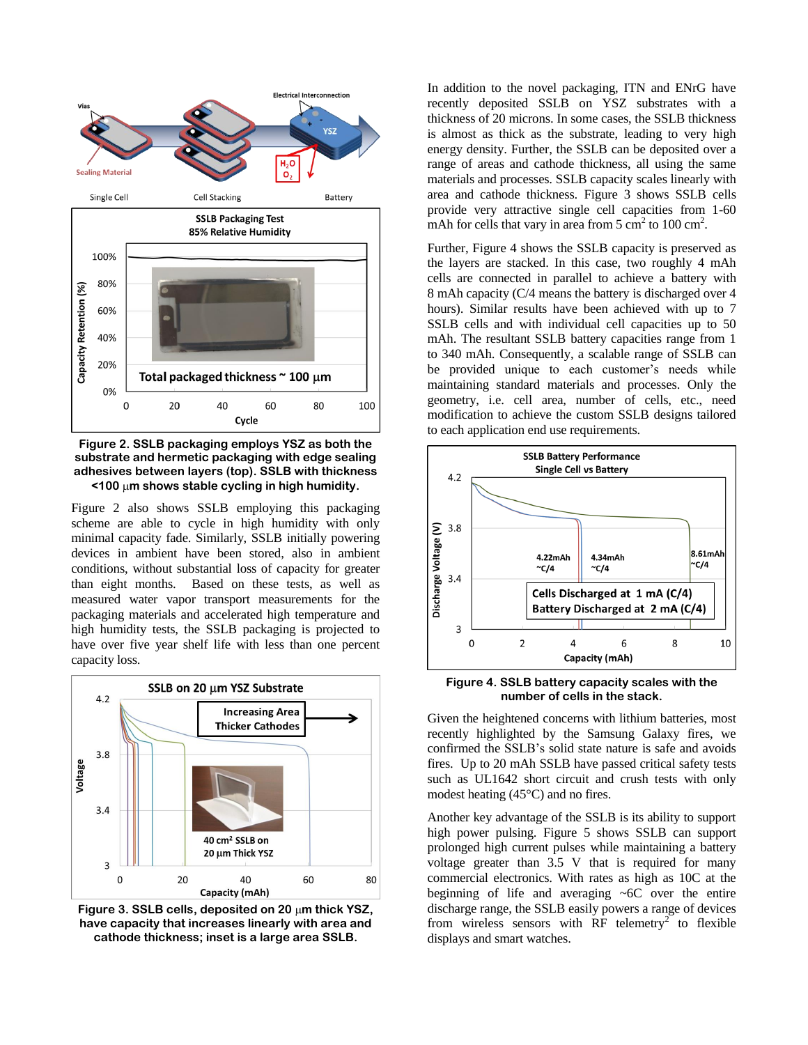Figure 2. SSLB packaging employs YSZ as both the substrate and hermetic packaging with edge sealing adhesives between layers (top). SSLB with thickness <100 μm shows stable cycling in high humidity.

Figure 2 also shows SSLB employing this packaging scheme are able to cycle in high humidity with only minimal capacity fade. Similarly, SSLB initially powering devices in ambient have been stored, also in ambient conditions, without substantial loss of capacity for greater than eight months. Based on these tests, as well as measured water vapor transport measurements for the packaging materials and accelerated high temperature and high humidity tests, the SSLB packaging is projected to have over five year shelf life with less than one percent capacity loss.

Figure 3. SSLB cells, deposited on 20 μm thick YSZ, have capacity that increases linearly with area and cathode thickness; inset is a large area SSLB.

In addition to the novel packaging, ITN and ENrG have recently deposited SSLB on YSZ substrates with a thickness of 20 microns. In some cases, the SSLB thickness is almost as thick as the substrate, leading to very high energy density. Further, the SSLB can be deposited over a range of areas and cathode thickness, all using the same materials and processes. SSLB capacity scales linearly with area and cathode thickness. Figure 3 shows SSLB cells provide very attractive single cell capacities from 1-60 mAh for cells that vary in area from 5 $cm^2$ to 100 $cm^2$.

Further, Figure 4 shows the SSLB capacity is preserved as the layers are stacked. In this case, two roughly 4 mAh cells are connected in parallel to achieve a battery with 8 mAh capacity (C/4 means the battery is discharged over 4 hours). Similar results have been achieved with up to 7 SSLB cells and with individual cell capacities up to 50 mAh. The resultant SSLB battery capacities range from 1 to 340 mAh. Consequently, a scalable range of SSLB can be provided unique to each customer's needs while maintaining standard materials and processes. Only the geometry, i.e. cell area, number of cells, etc., need modification to achieve the custom SSLB designs tailored to each application end use requirements.

Figure 4. SSLB battery capacity scales with the number of cells in the stack.

Given the heightened concerns with lithium batteries, most recently highlighted by the Samsung Galaxy fires, we confirmed the SSLB's solid state nature is safe and avoids fires. Up to 20 mAh SSLB have passed critical safety tests such as UL1642 short circuit and crush tests with only modest heating (45°C) and no fires.

Another key advantage of the SSLB is its ability to support high power pulsing. Figure 5 shows SSLB can support prolonged high current pulses while maintaining a battery voltage greater than 3.5 V that is required for many commercial electronics. With rates as high as 10C at the beginning of life and averaging ~6C over the entire discharge range, the SSLB easily powers a range of devices from wireless sensors with RF telemetry[2] to flexible displays and smart watches.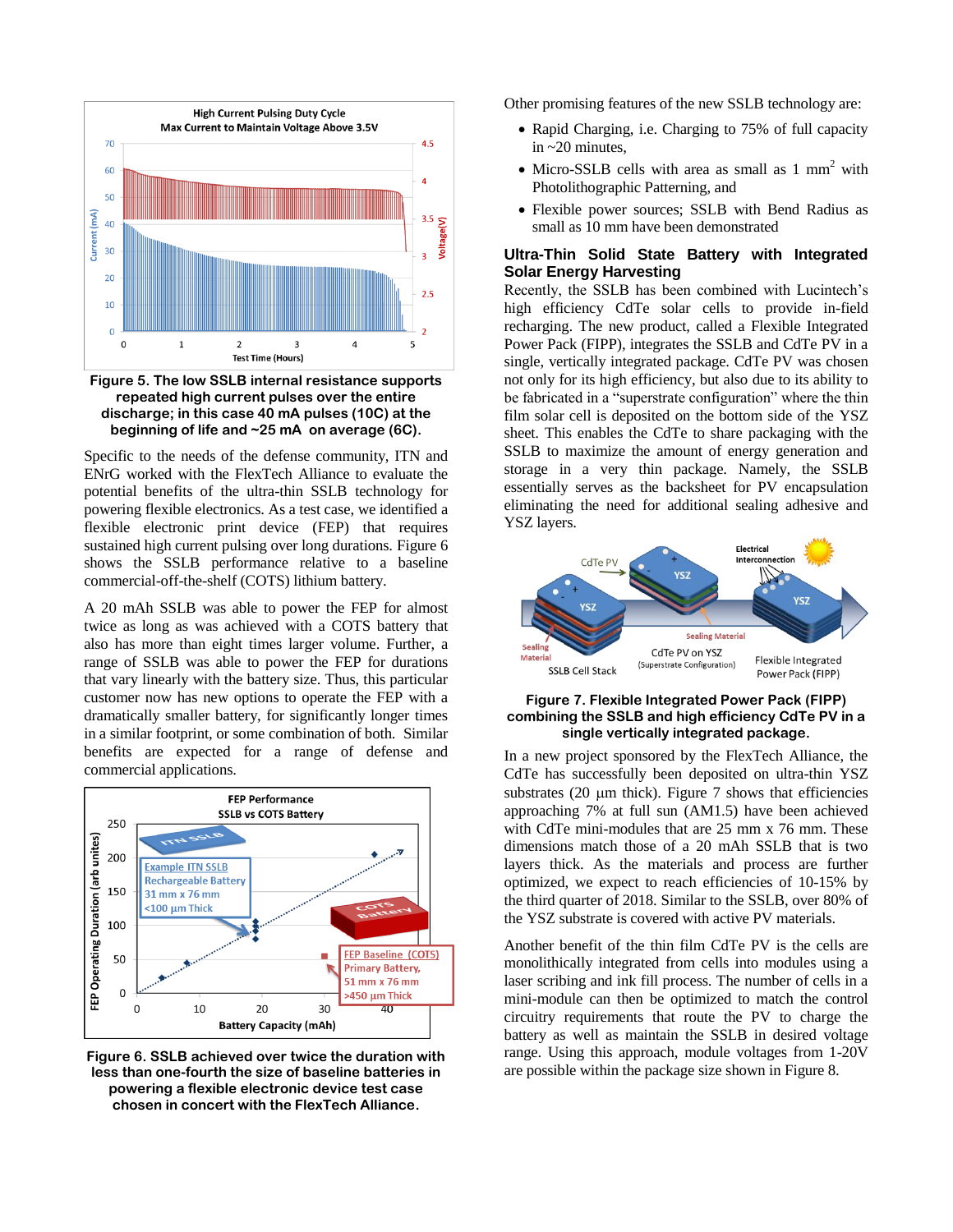Figure 5. The low SSLB internal resistance supports repeated high current pulses over the entire discharge; in this case 40 mA pulses (10C) at the beginning of life and ~25 mA on average (6C).

Specific to the needs of the defense community, ITN and ENrG worked with the FlexTech Alliance to evaluate the potential benefits of the ultra-thin SSLB technology for powering flexible electronics. As a test case, we identified a flexible electronic print device (FEP) that requires sustained high current pulsing over long durations. Figure 6 shows the SSLB performance relative to a baseline commercial-off-the-shelf (COTS) lithium battery.

A 20 mAh SSLB was able to power the FEP for almost twice as long as was achieved with a COTS battery that also has more than eight times larger volume. Further, a range of SSLB was able to power the FEP for durations that vary linearly with the battery size. Thus, this particular customer now has new options to operate the FEP with a dramatically smaller battery, for significantly longer times in a similar footprint, or some combination of both. Similar benefits are expected for a range of defense and commercial applications.

Figure 6. SSLB achieved over twice the duration with less than one-fourth the size of baseline batteries in powering a flexible electronic device test case chosen in concert with the FlexTech Alliance.

Other promising features of the new SSLB technology are:

- Rapid Charging, i.e. Charging to 75% of full capacity in ~20 minutes,
- Micro-SSLB cells with area as small as 1 mm$^2$ with Photolithographic Patterning, and
- Flexible power sources; SSLB with Bend Radius as small as 10 mm have been demonstrated

## Ultra-Thin Solid State Battery with Integrated Solar Energy Harvesting

Recently, the SSLB has been combined with Lucintech's high efficiency CdTe solar cells to provide in-field recharging. The new product, called a Flexible Integrated Power Pack (FIPP), integrates the SSLB and CdTe PV in a single, vertically integrated package. CdTe PV was chosen not only for its high efficiency, but also due to its ability to be fabricated in a "superstrate configuration" where the thin film solar cell is deposited on the bottom side of the YSZ sheet. This enables the CdTe to share packaging with the SSLB to maximize the amount of energy generation and storage in a very thin package. Namely, the SSLB essentially serves as the backsheet for PV encapsulation eliminating the need for additional sealing adhesive and YSZ layers.

Figure 7. Flexible Integrated Power Pack (FIPP) combining the SSLB and high efficiency CdTe PV in a single vertically integrated package.

In a new project sponsored by the FlexTech Alliance, the CdTe has successfully been deposited on ultra-thin YSZ substrates (20 µm thick). Figure 7 shows that efficiencies approaching 7% at full sun (AM1.5) have been achieved with CdTe mini-modules that are 25 mm x 76 mm. These dimensions match those of a 20 mAh SSLB that is two layers thick. As the materials and process are further optimized, we expect to reach efficiencies of 10-15% by the third quarter of 2018. Similar to the SSLB, over 80% of the YSZ substrate is covered with active PV materials.

Another benefit of the thin film CdTe PV is the cells are monolithically integrated from cells into modules using a laser scribing and ink fill process. The number of cells in a mini-module can then be optimized to match the control circuitry requirements that route the PV to charge the battery as well as maintain the SSLB in desired voltage range. Using this approach, module voltages from 1-20V are possible within the package size shown in Figure 8.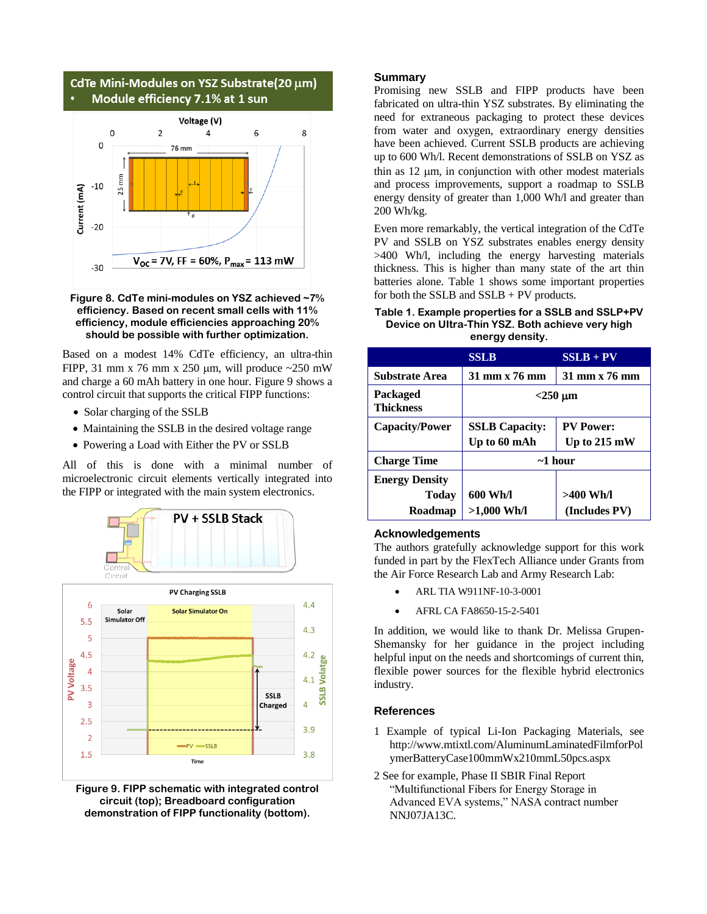## CdTe Mini-Modules on YSZ Substrate(20 μm)

- Module efficiency 7.1% at 1 sun

Voltage (V)

0 2 4 6 8

0 -10 -20 -30

Current (mA)

76 mm

25 mm

$V_{OC}$ = 7V, FF = 60%, $P_{max}$ = 113 mW

**Figure 8. CdTe mini-modules on YSZ achieved ~7% efficiency. Based on recent small cells with 11% efficiency, module efficiencies approaching 20% should be possible with further optimization.**

Based on a modest 14% CdTe efficiency, an ultra-thin FIPP, 31 mm x 76 mm x 250 μm, will produce ~250 mW and charge a 60 mAh battery in one hour. Figure 9 shows a control circuit that supports the critical FIPP functions:

- Solar charging of the SSLB
- Maintaining the SSLB in the desired voltage range
- Powering a Load with Either the PV or SSLB

All of this is done with a minimal number of microelectronic circuit elements vertically integrated into the FIPP or integrated with the main system electronics.

PV + SSLB Stack

Control Circuit

PV Charging SSLB

Solar Simulator Off

Solar Simulator On

SSLB Charged

PV Voltage

SSLB Voltage

6 5.5 5 4.5 4 3.5 3 2.5 2 1.5

4.4 4.3 4.2 4.1 4 3.9 3.8

PV SSLB

Time

**Figure 9. FIPP schematic with integrated control circuit (top); Breadboard configuration demonstration of FIPP functionality (bottom).**

## Summary

Promising new SSLB and FIPP products have been fabricated on ultra-thin YSZ substrates. By eliminating the need for extraneous packaging to protect these devices from water and oxygen, extraordinary energy densities have been achieved. Current SSLB products are achieving up to 600 Wh/l. Recent demonstrations of SSLB on YSZ as thin as 12 μm, in conjunction with other modest materials and process improvements, support a roadmap to SSLB energy density of greater than 1,000 Wh/l and greater than 200 Wh/kg.

Even more remarkably, the vertical integration of the CdTe PV and SSLB on YSZ substrates enables energy density >400 Wh/l, including the energy harvesting materials thickness. This is higher than many state of the art thin batteries alone. Table 1 shows some important properties for both the SSLB and SSLB + PV products.

**Table 1. Example properties for a SSLB and SSLP+PV Device on Ultra-Thin YSZ. Both achieve very high energy density.**

| | SSLB | SSLB + PV |
|---|---|---|
| Substrate Area | 31 mm x 76 mm | 31 mm x 76 mm |
| Packaged Thickness | <250 μm | |
| Capacity/Power | SSLB Capacity: Up to 60 mAh | PV Power: Up to 215 mW |
| Charge Time | ~1 hour | |
| Energy Density Today Roadmap | 600 Wh/l >1,000 Wh/l | >400 Wh/l (Includes PV) |

## Acknowledgements

The authors gratefully acknowledge support for this work funded in part by the FlexTech Alliance under Grants from the Air Force Research Lab and Army Research Lab:

- ARL TIA W911NF-10-3-0001
- AFRL CA FA8650-15-2-5401

In addition, we would like to thank Dr. Melissa Grupen-Shemansky for her guidance in the project including helpful input on the needs and shortcomings of current thin, flexible power sources for the flexible hybrid electronics industry.

## References

1 Example of typical Li-Ion Packaging Materials, see http://www.mtixtl.com/AluminumLaminatedFilmforPolymerBatteryCase100mmWx210mmL50pcs.aspx

2 See for example, Phase II SBIR Final Report "Multifunctional Fibers for Energy Storage in Advanced EVA systems," NASA contract number NNJ07JA13C.